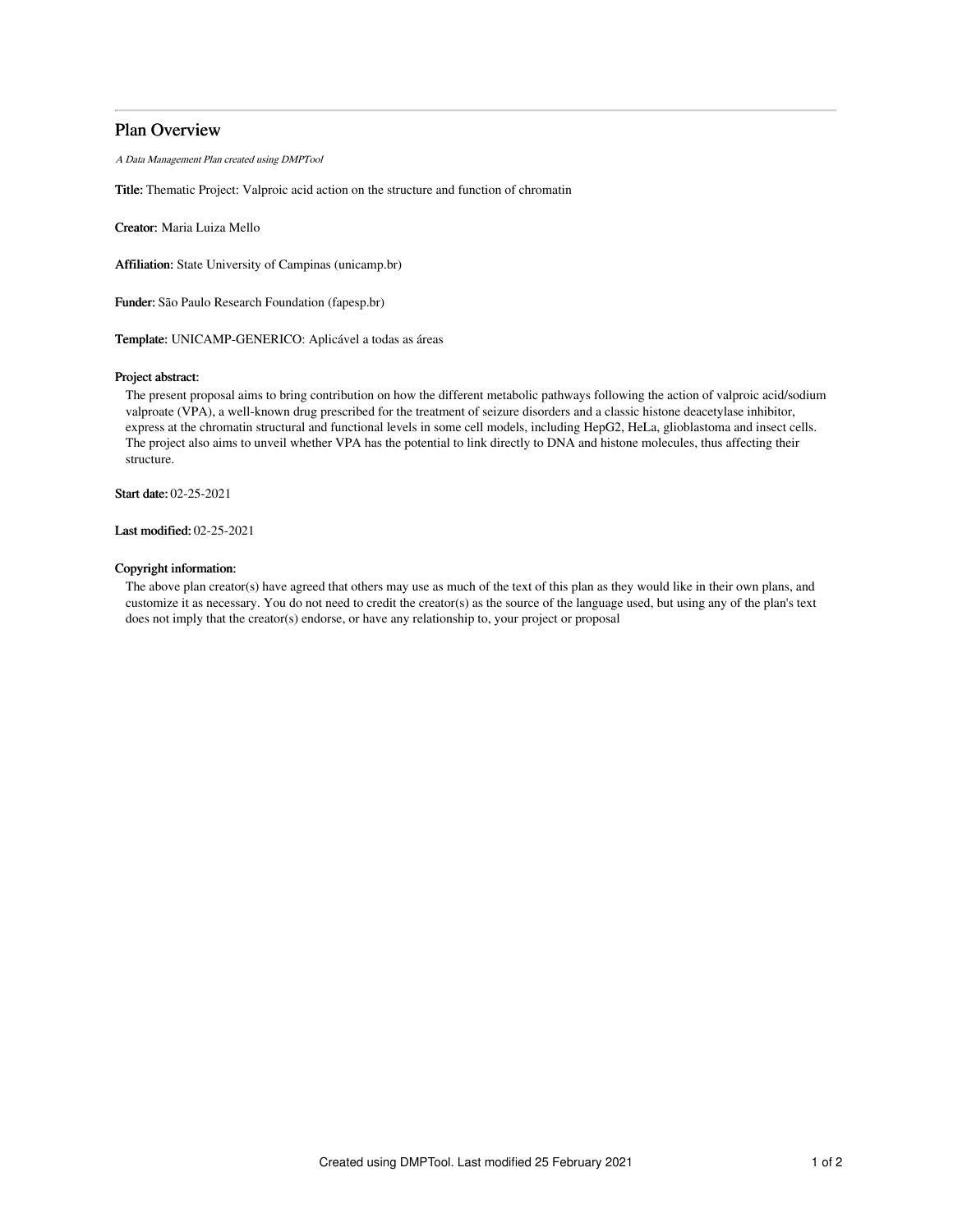# Plan Overview

*A Data Management Plan created using DMPTool*

**Title:** Thematic Project: Valproic acid action on the structure and function of chromatin

**Creator:** Maria Luiza Mello

**Affiliation:** State University of Campinas (unicamp.br)

**Funder:** São Paulo Research Foundation (fapesp.br)

**Template:** UNICAMP-GENERICO: Aplicável a todas as áreas

**Project abstract:**

The present proposal aims to bring contribution on how the different metabolic pathways following the action of valproic acid/sodium valproate (VPA), a well-known drug prescribed for the treatment of seizure disorders and a classic histone deacetylase inhibitor, express at the chromatin structural and functional levels in some cell models, including HepG2, HeLa, glioblastoma and insect cells. The project also aims to unveil whether VPA has the potential to link directly to DNA and histone molecules, thus affecting their structure.

**Start date:** 02-25-2021

**Last modified:** 02-25-2021

**Copyright information:**

The above plan creator(s) have agreed that others may use as much of the text of this plan as they would like in their own plans, and customize it as necessary. You do not need to credit the creator(s) as the source of the language used, but using any of the plan's text does not imply that the creator(s) endorse, or have any relationship to, your project or proposal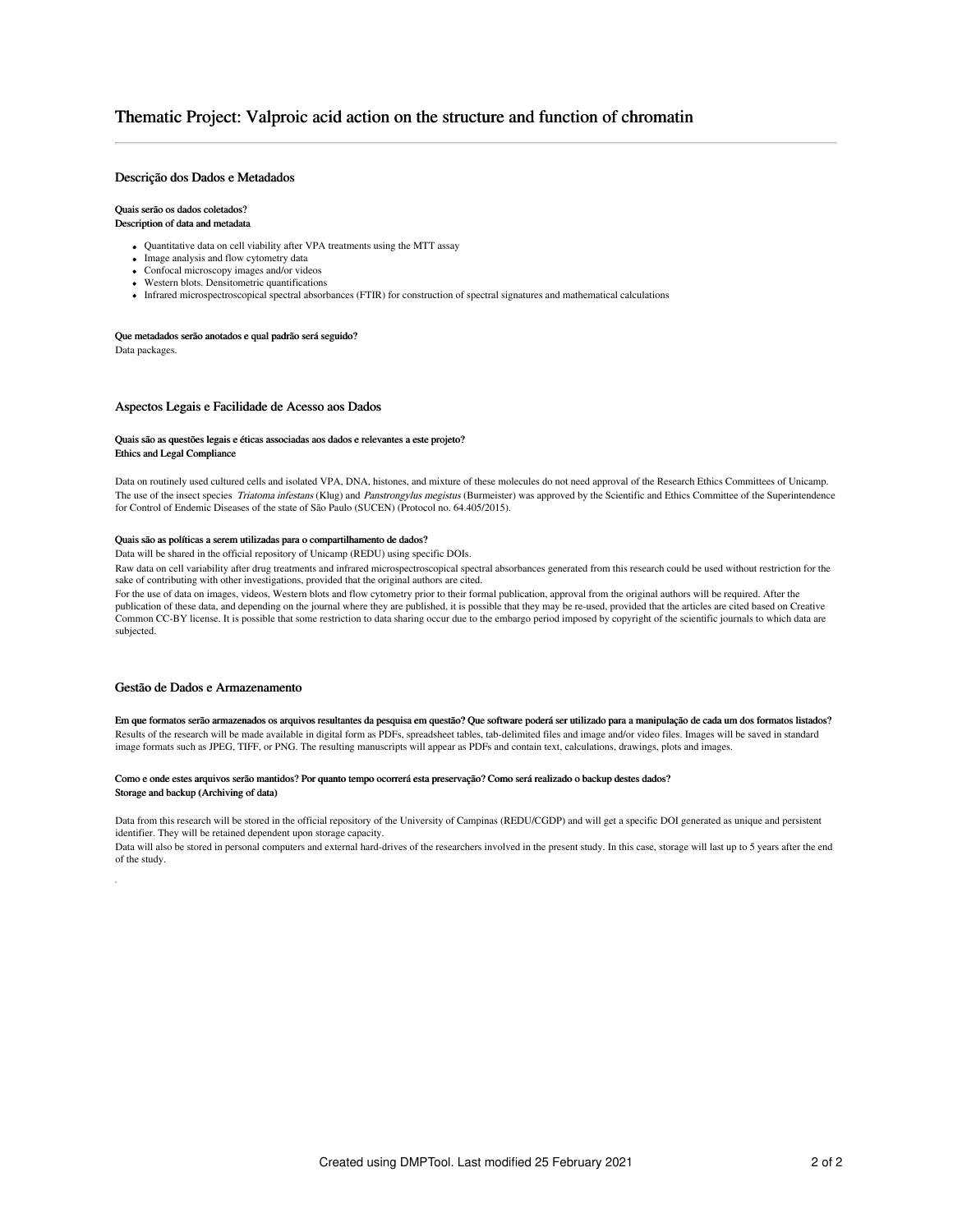# Thematic Project: Valproic acid action on the structure and function of chromatin

## Descrição dos Dados e Metadados

**Quais serão os dados coletados?**
**Description of data and metadata**

- Quantitative data on cell viability after VPA treatments using the MTT assay
- Image analysis and flow cytometry data
- Confocal microscopy images and/or videos
- Western blots. Densitometric quantifications
- Infrared microspectroscopical spectral absorbances (FTIR) for construction of spectral signatures and mathematical calculations

**Que metadados serão anotados e qual padrão será seguido?**

Data packages.

## Aspectos Legais e Facilidade de Acesso aos Dados

**Quais são as questões legais e éticas associadas aos dados e relevantes a este projeto?**
**Ethics and Legal Compliance**

Data on routinely used cultured cells and isolated VPA, DNA, histones, and mixture of these molecules do not need approval of the Research Ethics Committees of Unicamp. The use of the insect species *Triatoma infestans* (Klug) and *Panstrongylus megistus* (Burmeister) was approved by the Scientific and Ethics Committee of the Superintendence for Control of Endemic Diseases of the state of São Paulo (SUCEN) (Protocol no. 64.405/2015).

**Quais são as políticas a serem utilizadas para o compartilhamento de dados?**

Data will be shared in the official repository of Unicamp (REDU) using specific DOIs.

Raw data on cell variability after drug treatments and infrared microspectroscopical spectral absorbances generated from this research could be used without restriction for the sake of contributing with other investigations, provided that the original authors are cited.

For the use of data on images, videos, Western blots and flow cytometry prior to their formal publication, approval from the original authors will be required. After the publication of these data, and depending on the journal where they are published, it is possible that they may be re-used, provided that the articles are cited based on Creative Common CC-BY license. It is possible that some restriction to data sharing occur due to the embargo period imposed by copyright of the scientific journals to which data are subjected.

## Gestão de Dados e Armazenamento

**Em que formatos serão armazenados os arquivos resultantes da pesquisa em questão? Que software poderá ser utilizado para a manipulação de cada um dos formatos listados?**

Results of the research will be made available in digital form as PDFs, spreadsheet tables, tab-delimited files and image and/or video files. Images will be saved in standard image formats such as JPEG, TIFF, or PNG. The resulting manuscripts will appear as PDFs and contain text, calculations, drawings, plots and images.

**Como e onde estes arquivos serão mantidos? Por quanto tempo ocorrerá esta preservação? Como será realizado o backup destes dados?**
**Storage and backup (Archiving of data)**

Data from this research will be stored in the official repository of the University of Campinas (REDU/CGDP) and will get a specific DOI generated as unique and persistent identifier. They will be retained dependent upon storage capacity.

Data will also be stored in personal computers and external hard-drives of the researchers involved in the present study. In this case, storage will last up to 5 years after the end of the study.